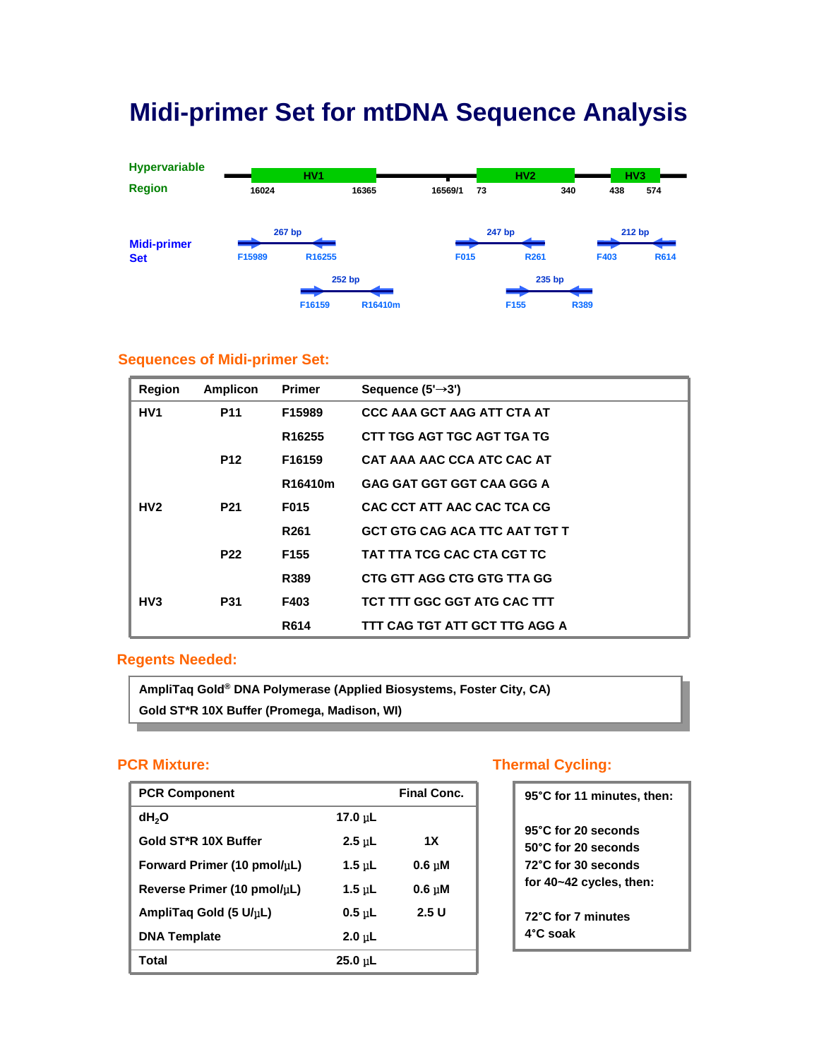# Midi-primer Set for mtDNA Sequence Analysis

Hypervariable Region

HV1: 16024 – 16365; 16569/1; HV2: 73 – 340; HV3: 438 – 574

Midi-primer Set

- F15989 → R16255: 267 bp
- F16159 → R16410m: 252 bp
- F015 → R261: 247 bp
- F155 → R389: 235 bp
- F403 → R614: 212 bp

## Sequences of Midi-primer Set:

| Region | Amplicon | Primer | Sequence (5'→3') |
|---|---|---|---|
| HV1 | P11 | F15989 | CCC AAA GCT AAG ATT CTA AT |
| | | R16255 | CTT TGG AGT TGC AGT TGA TG |
| | P12 | F16159 | CAT AAA AAC CCA ATC CAC AT |
| | | R16410m | GAG GAT GGT GGT CAA GGG A |
| HV2 | P21 | F015 | CAC CCT ATT AAC CAC TCA CG |
| | | R261 | GCT GTG CAG ACA TTC AAT TGT T |
| | P22 | F155 | TAT TTA TCG CAC CTA CGT TC |
| | | R389 | CTG GTT AGG CTG GTG TTA GG |
| HV3 | P31 | F403 | TCT TTT GGC GGT ATG CAC TTT |
| | | R614 | TTT CAG TGT ATT GCT TTG AGG A |

## Regents Needed:

AmpliTaq Gold® DNA Polymerase (Applied Biosystems, Foster City, CA)

Gold ST*R 10X Buffer (Promega, Madison, WI)

## PCR Mixture:

| PCR Component | | Final Conc. |
|---|---|---|
| $dH_2O$ | 17.0 µL | |
| Gold ST*R 10X Buffer | 2.5 µL | 1X |
| Forward Primer (10 pmol/µL) | 1.5 µL | 0.6 µM |
| Reverse Primer (10 pmol/µL) | 1.5 µL | 0.6 µM |
| AmpliTaq Gold (5 U/µL) | 0.5 µL | 2.5 U |
| DNA Template | 2.0 µL | |
| Total | 25.0 µL | |

## Thermal Cycling:

95°C for 11 minutes, then:

95°C for 20 seconds
50°C for 20 seconds
72°C for 30 seconds
for 40~42 cycles, then:

72°C for 7 minutes
4°C soak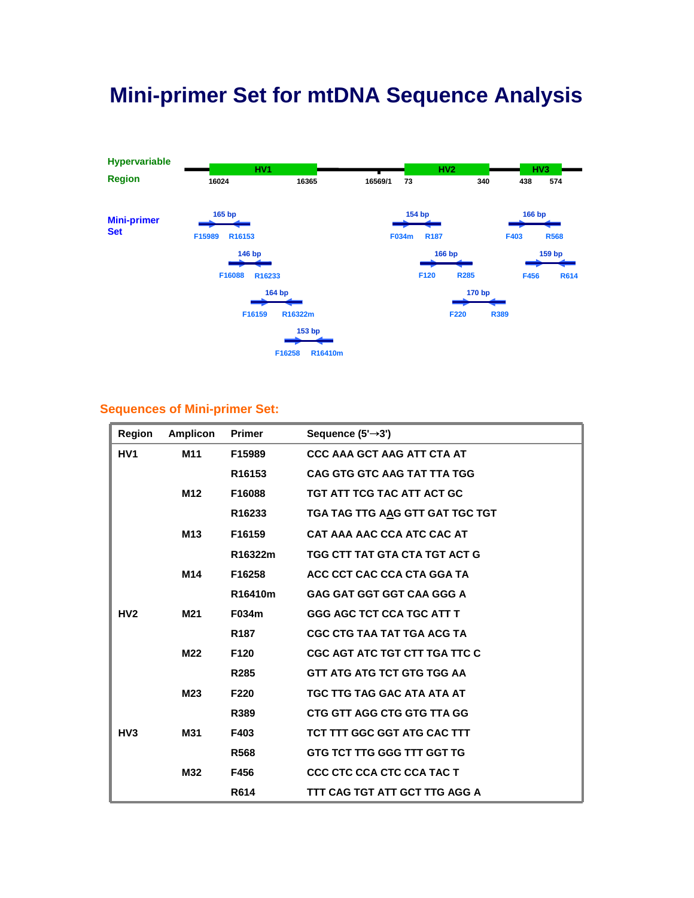# Mini-primer Set for mtDNA Sequence Analysis

**Hypervariable Region**

HV1: 16024 – 16365; 16569/1; HV2: 73 – 340; HV3: 438 – 574

**Mini-primer Set**

- 165 bp: F15989 – R16153
- 146 bp: F16088 – R16233
- 164 bp: F16159 – R16322m
- 153 bp: F16258 – R16410m
- 154 bp: F034m – R187
- 166 bp: F120 – R285
- 170 bp: F220 – R389
- 166 bp: F403 – R568
- 159 bp: F456 – R614

## Sequences of Mini-primer Set:

| Region | Amplicon | Primer | Sequence (5'→3') |
|---|---|---|---|
| HV1 | M11 | F15989 | CCC AAA GCT AAG ATT CTA AT |
| | | R16153 | CAG GTG GTC AAG TAT TTA TGG |
| | M12 | F16088 | TGT ATT TCG TAC ATT ACT GC |
| | | R16233 | TGA TAG TTG A<u>A</u>G GTT GAT TGC TGT |
| | M13 | F16159 | CAT AAA AAC CCA ATC CAC AT |
| | | R16322m | TGG CTT TAT GTA CTA TGT ACT G |
| | M14 | F16258 | ACC CCT CAC CCA CTA GGA TA |
| | | R16410m | GAG GAT GGT GGT CAA GGG A |
| HV2 | M21 | F034m | GGG AGC TCT CCA TGC ATT T |
| | | R187 | CGC CTG TAA TAT TGA ACG TA |
| | M22 | F120 | CGC AGT ATC TGT CTT TGA TTC C |
| | | R285 | GTT ATG ATG TCT GTG TGG AA |
| | M23 | F220 | TGC TTG TAG GAC ATA ATA AT |
| | | R389 | CTG GTT AGG CTG GTG TTA GG |
| HV3 | M31 | F403 | TCT TTT GGC GGT ATG CAC TTT |
| | | R568 | GTG TCT TTG GGG TTT GGT TG |
| | M32 | F456 | CCC CTC CCA CTC CCA TAC T |
| | | R614 | TTT CAG TGT ATT GCT TTG AGG A |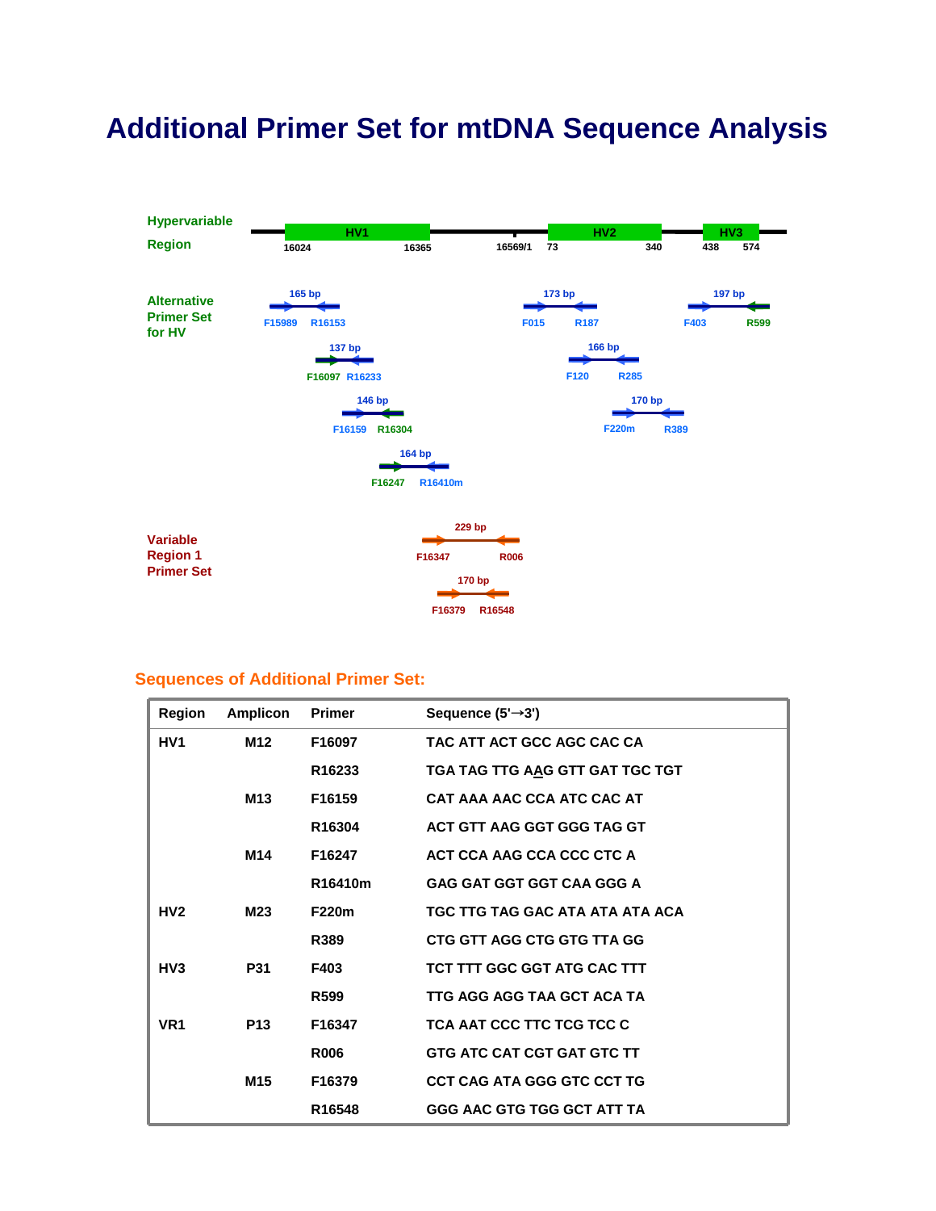# Additional Primer Set for mtDNA Sequence Analysis

**Hypervariable Region**

HV1: 16024 – 16365 | 16569/1 | HV2: 73 – 340 | HV3: 438 – 574

**Alternative Primer Set for HV**

- 165 bp: F15989, R16153
- 137 bp: F16097, R16233
- 146 bp: F16159, R16304
- 164 bp: F16247, R16410m
- 173 bp: F015, R187
- 166 bp: F120, R285
- 170 bp: F220m, R389
- 197 bp: F403, R599

**Variable Region 1 Primer Set**

- 229 bp: F16347, R006
- 170 bp: F16379, R16548

## Sequences of Additional Primer Set:

| Region | Amplicon | Primer | Sequence (5'→3') |
|---|---|---|---|
| HV1 | M12 | F16097 | TAC ATT ACT GCC AGC CAC CA |
| | | R16233 | TGA TAG TTG AAG GTT GAT TGC TGT |
| | M13 | F16159 | CAT AAA AAC CCA ATC CAC AT |
| | | R16304 | ACT GTT AAG GGT GGG TAG GT |
| | M14 | F16247 | ACT CCA AAG CCA CCC CTC A |
| | | R16410m | GAG GAT GGT GGT CAA GGG A |
| HV2 | M23 | F220m | TGC TTG TAG GAC ATA ATA ATA ACA |
| | | R389 | CTG GTT AGG CTG GTG TTA GG |
| HV3 | P31 | F403 | TCT TTT GGC GGT ATG CAC TTT |
| | | R599 | TTG AGG AGG TAA GCT ACA TA |
| VR1 | P13 | F16347 | TCA AAT CCC TTC TCG TCC C |
| | | R006 | GTG ATC CAT CGT GAT GTC TT |
| | M15 | F16379 | CCT CAG ATA GGG GTC CCT TG |
| | | R16548 | GGG AAC GTG TGG GCT ATT TA |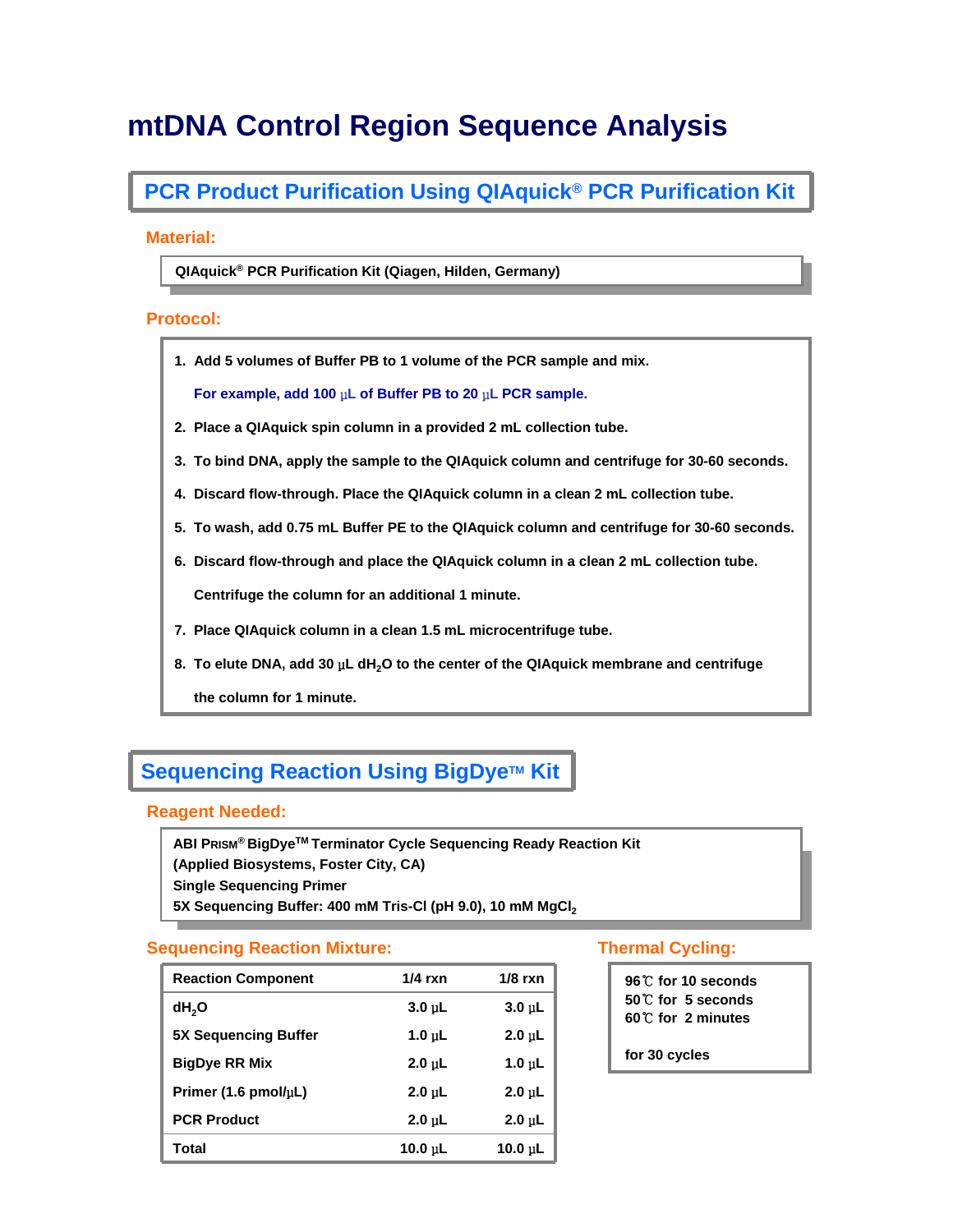# mtDNA Control Region Sequence Analysis

## PCR Product Purification Using QIAquick® PCR Purification Kit

### Material:

**QIAquick® PCR Purification Kit (Qiagen, Hilden, Germany)**

### Protocol:

1. **Add 5 volumes of Buffer PB to 1 volume of the PCR sample and mix.**

   **For example, add 100 µL of Buffer PB to 20 µL PCR sample.**

2. **Place a QIAquick spin column in a provided 2 mL collection tube.**
3. **To bind DNA, apply the sample to the QIAquick column and centrifuge for 30-60 seconds.**
4. **Discard flow-through. Place the QIAquick column in a clean 2 mL collection tube.**
5. **To wash, add 0.75 mL Buffer PE to the QIAquick column and centrifuge for 30-60 seconds.**
6. **Discard flow-through and place the QIAquick column in a clean 2 mL collection tube.**

   **Centrifuge the column for an additional 1 minute.**

7. **Place QIAquick column in a clean 1.5 mL microcentrifuge tube.**
8. **To elute DNA, add 30 µL $dH_2O$ to the center of the QIAquick membrane and centrifuge the column for 1 minute.**

## Sequencing Reaction Using BigDye™ Kit

### Reagent Needed:

**ABI PRISM® BigDye™ Terminator Cycle Sequencing Ready Reaction Kit**
**(Applied Biosystems, Foster City, CA)**
**Single Sequencing Primer**
**5X Sequencing Buffer: 400 mM Tris-Cl (pH 9.0), 10 mM $MgCl_2$**

### Sequencing Reaction Mixture:

| Reaction Component | 1/4 rxn | 1/8 rxn |
|---|---|---|
| $dH_2O$ | 3.0 µL | 3.0 µL |
| 5X Sequencing Buffer | 1.0 µL | 2.0 µL |
| BigDye RR Mix | 2.0 µL | 1.0 µL |
| Primer (1.6 pmol/µL) | 2.0 µL | 2.0 µL |
| PCR Product | 2.0 µL | 2.0 µL |
| Total | 10.0 µL | 10.0 µL |

### Thermal Cycling:

**96℃ for 10 seconds**
**50℃ for 5 seconds**
**60℃ for 2 minutes**

**for 30 cycles**